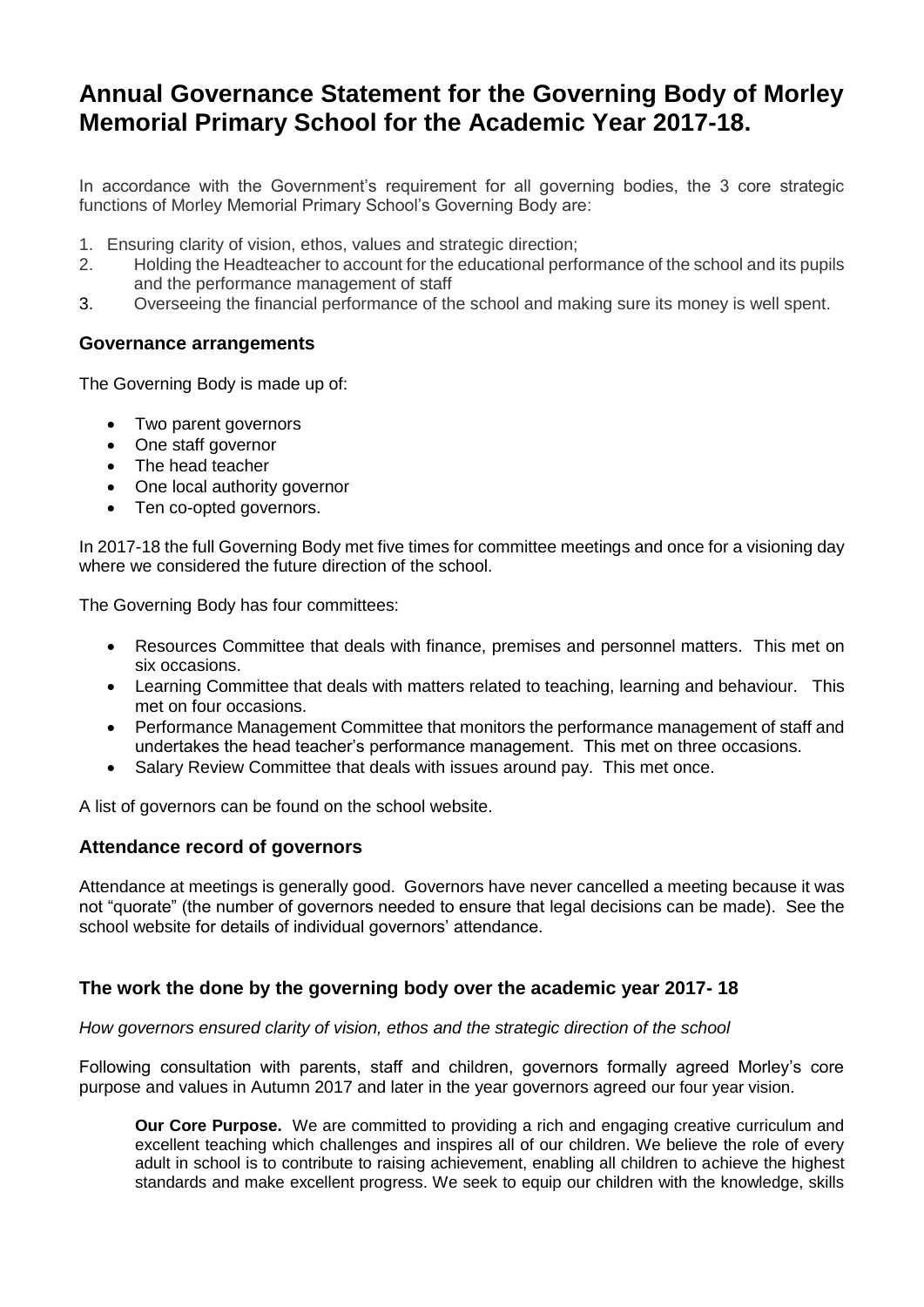# Annual Governance Statement for the Governing Body of Morley Memorial Primary School for the Academic Year 2017-18.

In accordance with the Government's requirement for all governing bodies, the 3 core strategic functions of Morley Memorial Primary School's Governing Body are:

1. Ensuring clarity of vision, ethos, values and strategic direction;
2. Holding the Headteacher to account for the educational performance of the school and its pupils and the performance management of staff
3. Overseeing the financial performance of the school and making sure its money is well spent.

## Governance arrangements

The Governing Body is made up of:

- Two parent governors
- One staff governor
- The head teacher
- One local authority governor
- Ten co-opted governors.

In 2017-18 the full Governing Body met five times for committee meetings and once for a visioning day where we considered the future direction of the school.

The Governing Body has four committees:

- Resources Committee that deals with finance, premises and personnel matters. This met on six occasions.
- Learning Committee that deals with matters related to teaching, learning and behaviour. This met on four occasions.
- Performance Management Committee that monitors the performance management of staff and undertakes the head teacher's performance management. This met on three occasions.
- Salary Review Committee that deals with issues around pay. This met once.

A list of governors can be found on the school website.

## Attendance record of governors

Attendance at meetings is generally good. Governors have never cancelled a meeting because it was not "quorate" (the number of governors needed to ensure that legal decisions can be made). See the school website for details of individual governors' attendance.

## The work the done by the governing body over the academic year 2017- 18

*How governors ensured clarity of vision, ethos and the strategic direction of the school*

Following consultation with parents, staff and children, governors formally agreed Morley's core purpose and values in Autumn 2017 and later in the year governors agreed our four year vision.

**Our Core Purpose.** We are committed to providing a rich and engaging creative curriculum and excellent teaching which challenges and inspires all of our children. We believe the role of every adult in school is to contribute to raising achievement, enabling all children to achieve the highest standards and make excellent progress. We seek to equip our children with the knowledge, skills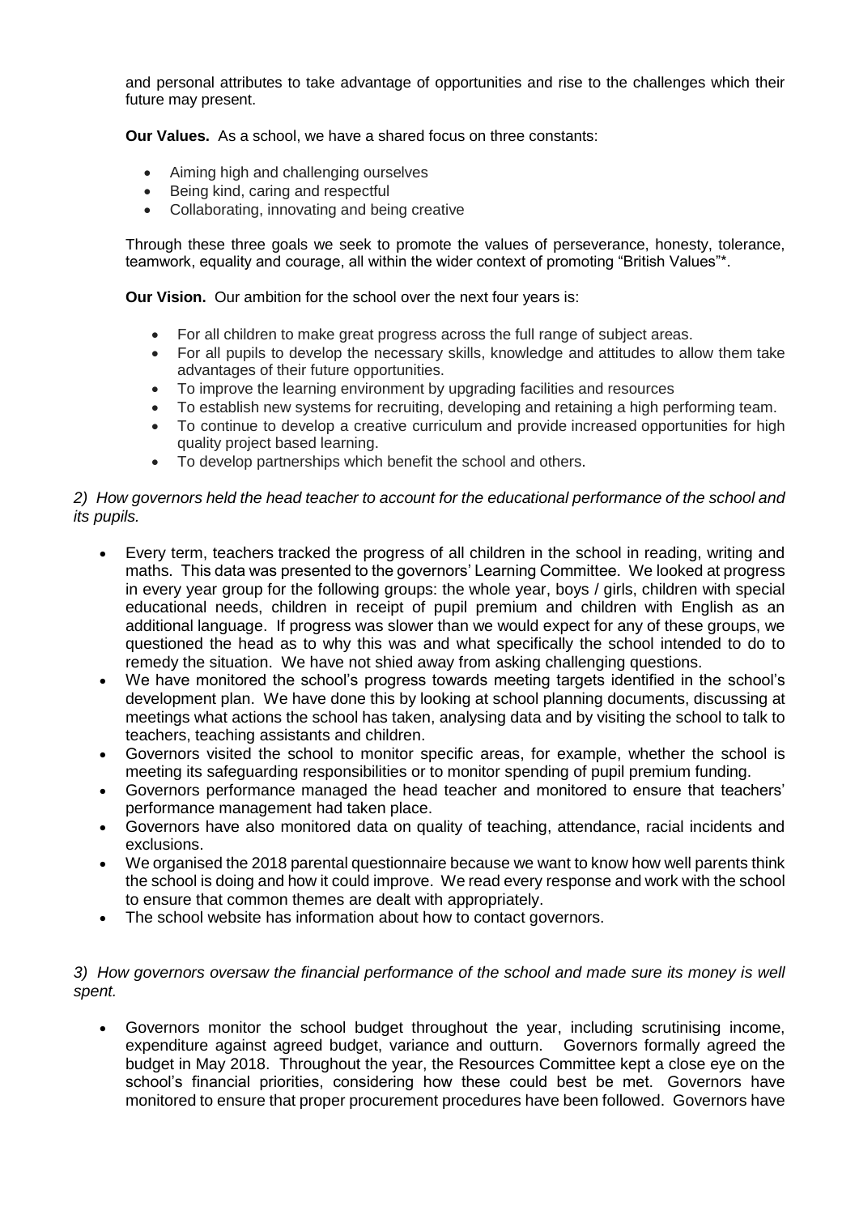and personal attributes to take advantage of opportunities and rise to the challenges which their future may present.

**Our Values.** As a school, we have a shared focus on three constants:

- Aiming high and challenging ourselves
- Being kind, caring and respectful
- Collaborating, innovating and being creative

Through these three goals we seek to promote the values of perseverance, honesty, tolerance, teamwork, equality and courage, all within the wider context of promoting "British Values"*.

**Our Vision.** Our ambition for the school over the next four years is:

- For all children to make great progress across the full range of subject areas.
- For all pupils to develop the necessary skills, knowledge and attitudes to allow them take advantages of their future opportunities.
- To improve the learning environment by upgrading facilities and resources
- To establish new systems for recruiting, developing and retaining a high performing team.
- To continue to develop a creative curriculum and provide increased opportunities for high quality project based learning.
- To develop partnerships which benefit the school and others.

*2) How governors held the head teacher to account for the educational performance of the school and its pupils.*

- Every term, teachers tracked the progress of all children in the school in reading, writing and maths. This data was presented to the governors' Learning Committee. We looked at progress in every year group for the following groups: the whole year, boys / girls, children with special educational needs, children in receipt of pupil premium and children with English as an additional language. If progress was slower than we would expect for any of these groups, we questioned the head as to why this was and what specifically the school intended to do to remedy the situation. We have not shied away from asking challenging questions.
- We have monitored the school's progress towards meeting targets identified in the school's development plan. We have done this by looking at school planning documents, discussing at meetings what actions the school has taken, analysing data and by visiting the school to talk to teachers, teaching assistants and children.
- Governors visited the school to monitor specific areas, for example, whether the school is meeting its safeguarding responsibilities or to monitor spending of pupil premium funding.
- Governors performance managed the head teacher and monitored to ensure that teachers' performance management had taken place.
- Governors have also monitored data on quality of teaching, attendance, racial incidents and exclusions.
- We organised the 2018 parental questionnaire because we want to know how well parents think the school is doing and how it could improve. We read every response and work with the school to ensure that common themes are dealt with appropriately.
- The school website has information about how to contact governors.

*3) How governors oversaw the financial performance of the school and made sure its money is well spent.*

- Governors monitor the school budget throughout the year, including scrutinising income, expenditure against agreed budget, variance and outturn. Governors formally agreed the budget in May 2018. Throughout the year, the Resources Committee kept a close eye on the school's financial priorities, considering how these could best be met. Governors have monitored to ensure that proper procurement procedures have been followed. Governors have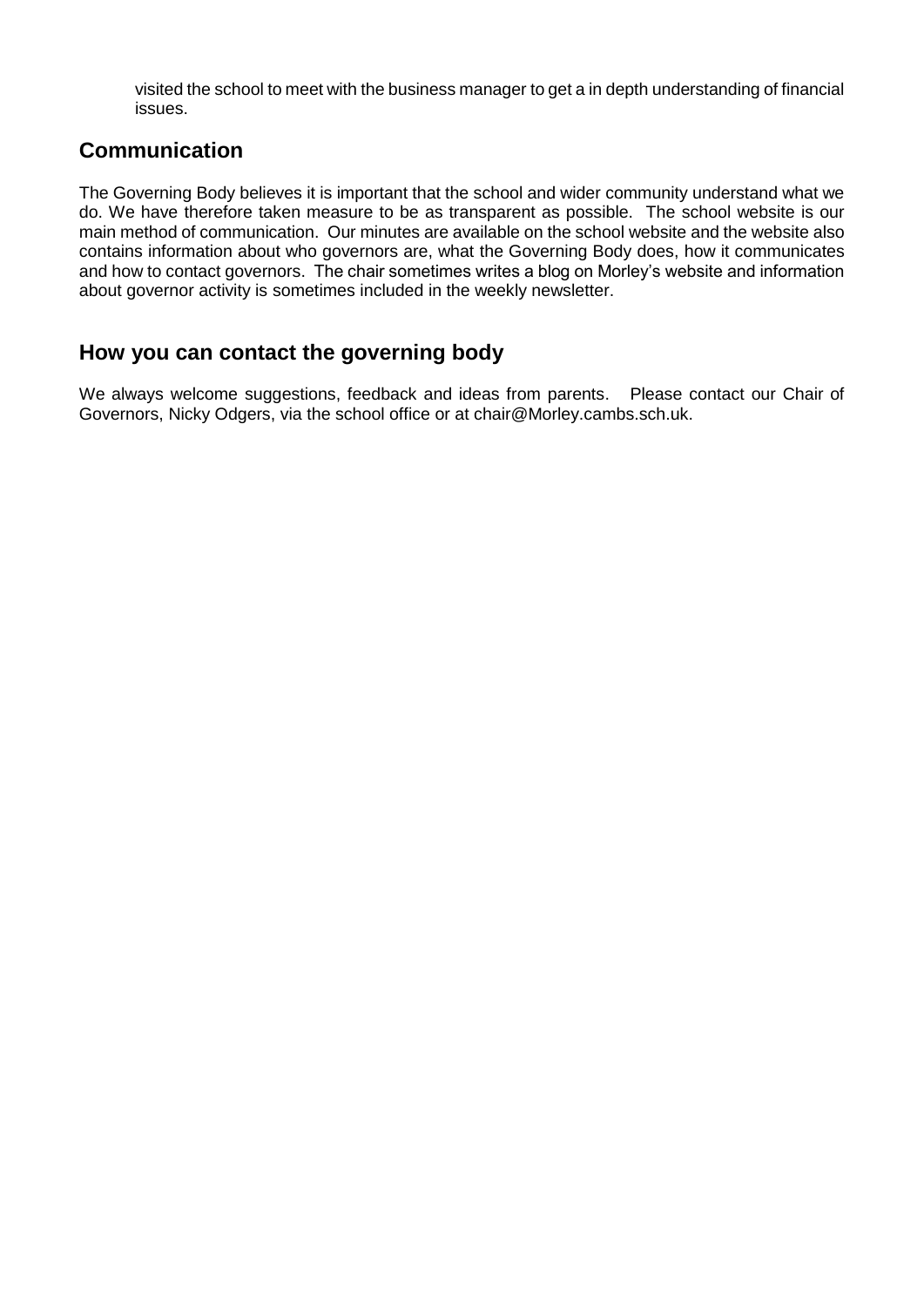visited the school to meet with the business manager to get a in depth understanding of financial issues.

## Communication

The Governing Body believes it is important that the school and wider community understand what we do. We have therefore taken measure to be as transparent as possible. The school website is our main method of communication. Our minutes are available on the school website and the website also contains information about who governors are, what the Governing Body does, how it communicates and how to contact governors. The chair sometimes writes a blog on Morley's website and information about governor activity is sometimes included in the weekly newsletter.

## How you can contact the governing body

We always welcome suggestions, feedback and ideas from parents. Please contact our Chair of Governors, Nicky Odgers, via the school office or at chair@Morley.cambs.sch.uk.